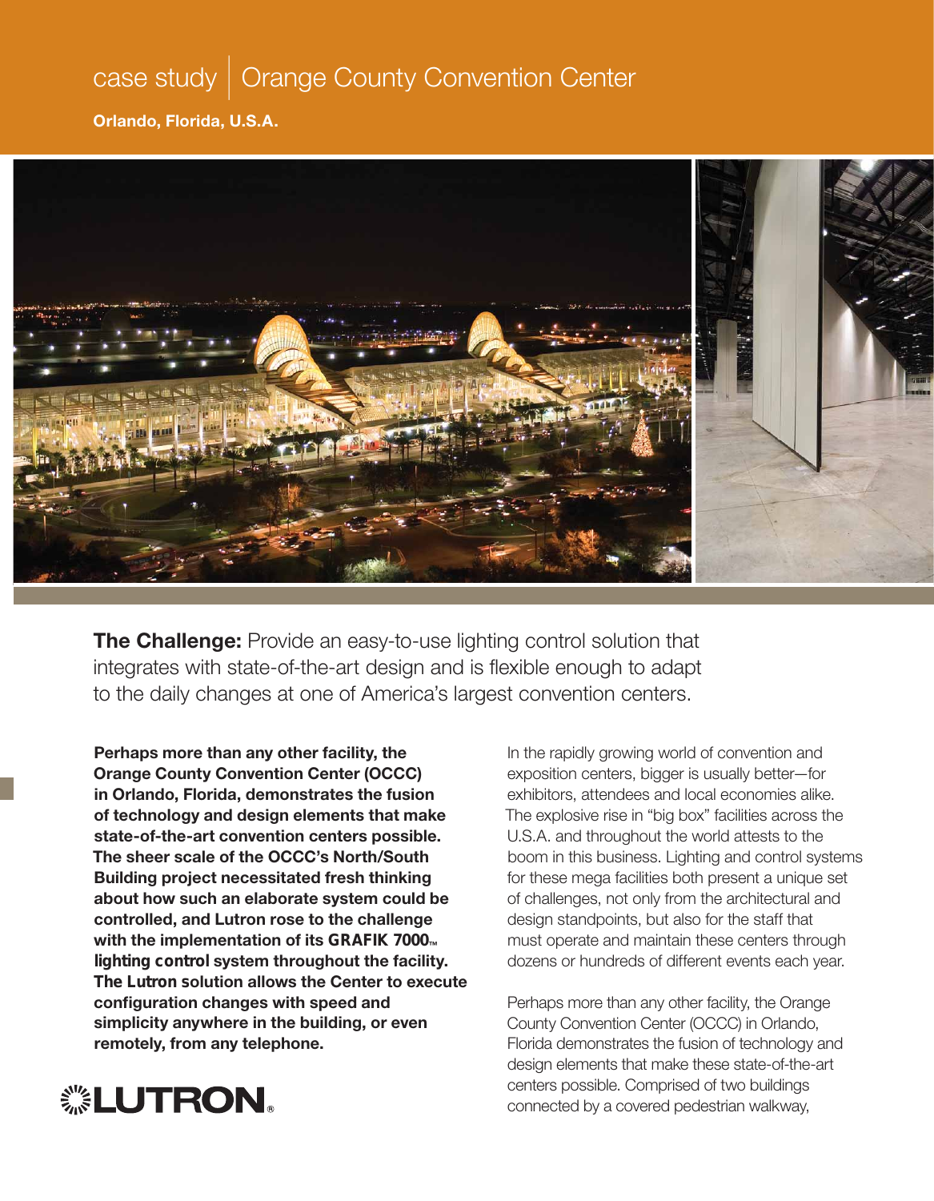# case study | Orange County Convention Center

**Orlando, Florida, U.S.A.**

**The Challenge:** Provide an easy-to-use lighting control solution that integrates with state-of-the-art design and is flexible enough to adapt to the daily changes at one of America's largest convention centers.

**Perhaps more than any other facility, the Orange County Convention Center (OCCC) in Orlando, Florida, demonstrates the fusion of technology and design elements that make state-of-the-art convention centers possible. The sheer scale of the OCCC's North/South Building project necessitated fresh thinking about how such an elaborate system could be controlled, and Lutron rose to the challenge with the implementation of its GRAFIK 7000™ lighting control system throughout the facility. The Lutron solution allows the Center to execute configuration changes with speed and simplicity anywhere in the building, or even remotely, from any telephone.**

LUTRON®

In the rapidly growing world of convention and exposition centers, bigger is usually better—for exhibitors, attendees and local economies alike. The explosive rise in "big box" facilities across the U.S.A. and throughout the world attests to the boom in this business. Lighting and control systems for these mega facilities both present a unique set of challenges, not only from the architectural and design standpoints, but also for the staff that must operate and maintain these centers through dozens or hundreds of different events each year.

Perhaps more than any other facility, the Orange County Convention Center (OCCC) in Orlando, Florida demonstrates the fusion of technology and design elements that make these state-of-the-art centers possible. Comprised of two buildings connected by a covered pedestrian walkway,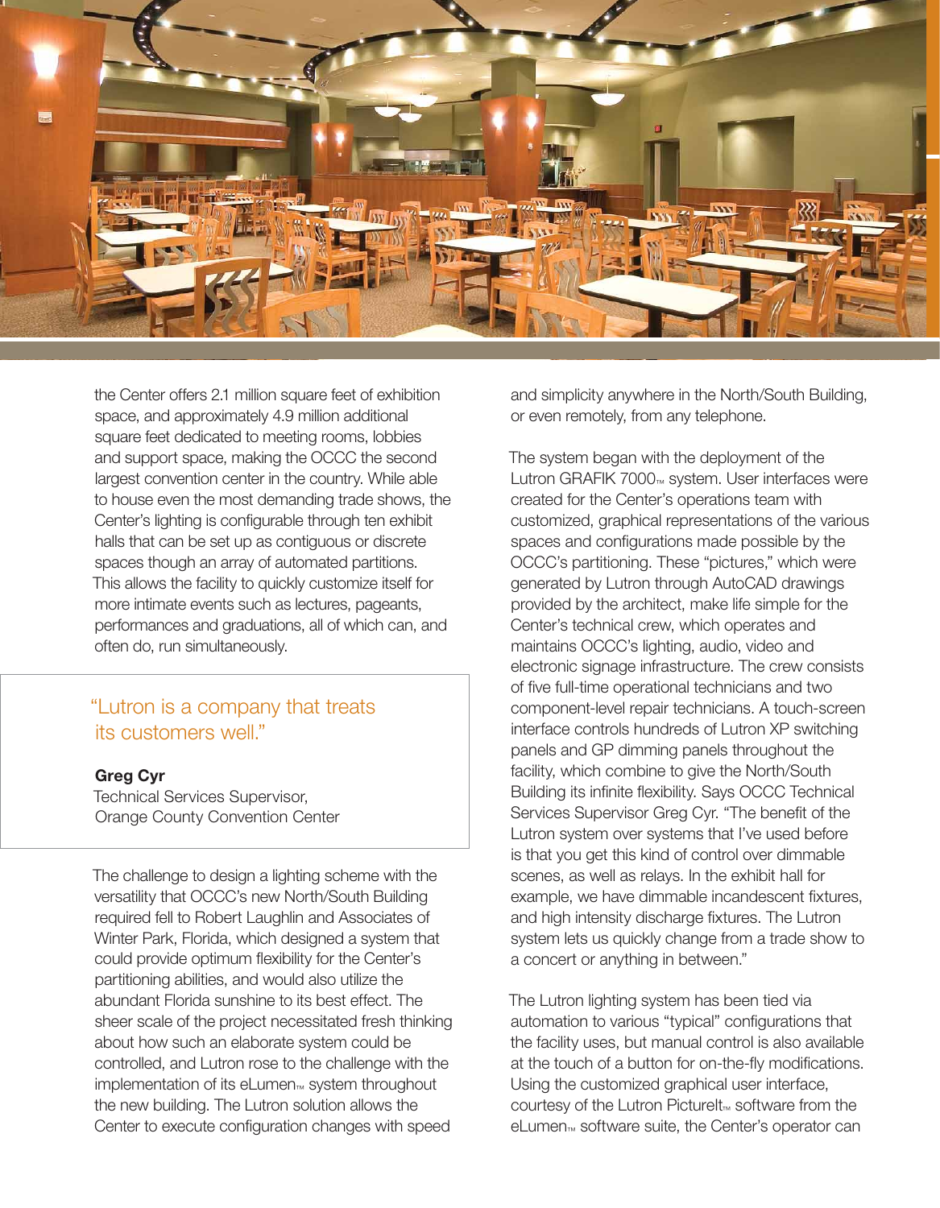the Center offers 2.1 million square feet of exhibition space, and approximately 4.9 million additional square feet dedicated to meeting rooms, lobbies and support space, making the OCCC the second largest convention center in the country. While able to house even the most demanding trade shows, the Center's lighting is configurable through ten exhibit halls that can be set up as contiguous or discrete spaces though an array of automated partitions. This allows the facility to quickly customize itself for more intimate events such as lectures, pageants, performances and graduations, all of which can, and often do, run simultaneously.

> "Lutron is a company that treats its customers well."
>
> **Greg Cyr**
> Technical Services Supervisor, Orange County Convention Center

The challenge to design a lighting scheme with the versatility that OCCC's new North/South Building required fell to Robert Laughlin and Associates of Winter Park, Florida, which designed a system that could provide optimum flexibility for the Center's partitioning abilities, and would also utilize the abundant Florida sunshine to its best effect. The sheer scale of the project necessitated fresh thinking about how such an elaborate system could be controlled, and Lutron rose to the challenge with the implementation of its eLumen™ system throughout the new building. The Lutron solution allows the Center to execute configuration changes with speed and simplicity anywhere in the North/South Building, or even remotely, from any telephone.

The system began with the deployment of the Lutron GRAFIK 7000™ system. User interfaces were created for the Center's operations team with customized, graphical representations of the various spaces and configurations made possible by the OCCC's partitioning. These "pictures," which were generated by Lutron through AutoCAD drawings provided by the architect, make life simple for the Center's technical crew, which operates and maintains OCCC's lighting, audio, video and electronic signage infrastructure. The crew consists of five full-time operational technicians and two component-level repair technicians. A touch-screen interface controls hundreds of Lutron XP switching panels and GP dimming panels throughout the facility, which combine to give the North/South Building its infinite flexibility. Says OCCC Technical Services Supervisor Greg Cyr. "The benefit of the Lutron system over systems that I've used before is that you get this kind of control over dimmable scenes, as well as relays. In the exhibit hall for example, we have dimmable incandescent fixtures, and high intensity discharge fixtures. The Lutron system lets us quickly change from a trade show to a concert or anything in between."

The Lutron lighting system has been tied via automation to various "typical" configurations that the facility uses, but manual control is also available at the touch of a button for on-the-fly modifications. Using the customized graphical user interface, courtesy of the Lutron PictureIt™ software from the eLumen™ software suite, the Center's operator can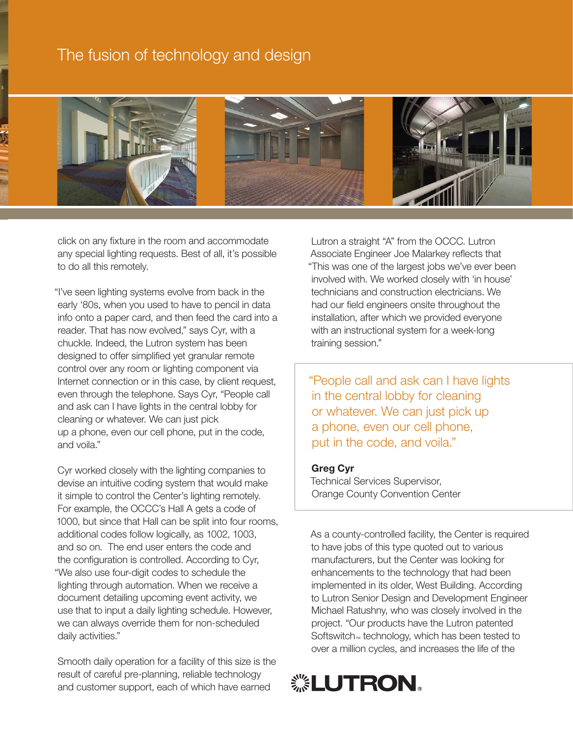# The fusion of technology and design

click on any fixture in the room and accommodate any special lighting requests. Best of all, it's possible to do all this remotely.

"I've seen lighting systems evolve from back in the early '80s, when you used to have to pencil in data info onto a paper card, and then feed the card into a reader. That has now evolved," says Cyr, with a chuckle. Indeed, the Lutron system has been designed to offer simplified yet granular remote control over any room or lighting component via Internet connection or in this case, by client request, even through the telephone. Says Cyr, "People call and ask can I have lights in the central lobby for cleaning or whatever. We can just pick up a phone, even our cell phone, put in the code, and voila."

Cyr worked closely with the lighting companies to devise an intuitive coding system that would make it simple to control the Center's lighting remotely. For example, the OCCC's Hall A gets a code of 1000, but since that Hall can be split into four rooms, additional codes follow logically, as 1002, 1003, and so on. The end user enters the code and the configuration is controlled. According to Cyr, "We also use four-digit codes to schedule the lighting through automation. When we receive a document detailing upcoming event activity, we use that to input a daily lighting schedule. However, we can always override them for non-scheduled daily activities."

Smooth daily operation for a facility of this size is the result of careful pre-planning, reliable technology and customer support, each of which have earned Lutron a straight "A" from the OCCC. Lutron Associate Engineer Joe Malarkey reflects that "This was one of the largest jobs we've ever been involved with. We worked closely with 'in house' technicians and construction electricians. We had our field engineers onsite throughout the installation, after which we provided everyone with an instructional system for a week-long training session."

> "People call and ask can I have lights in the central lobby for cleaning or whatever. We can just pick up a phone, even our cell phone, put in the code, and voila."
>
> **Greg Cyr**
> Technical Services Supervisor,
> Orange County Convention Center

As a county-controlled facility, the Center is required to have jobs of this type quoted out to various manufacturers, but the Center was looking for enhancements to the technology that had been implemented in its older, West Building. According to Lutron Senior Design and Development Engineer Michael Ratushny, who was closely involved in the project. "Our products have the Lutron patented Softswitch™ technology, which has been tested to over a million cycles, and increases the life of the

LUTRON®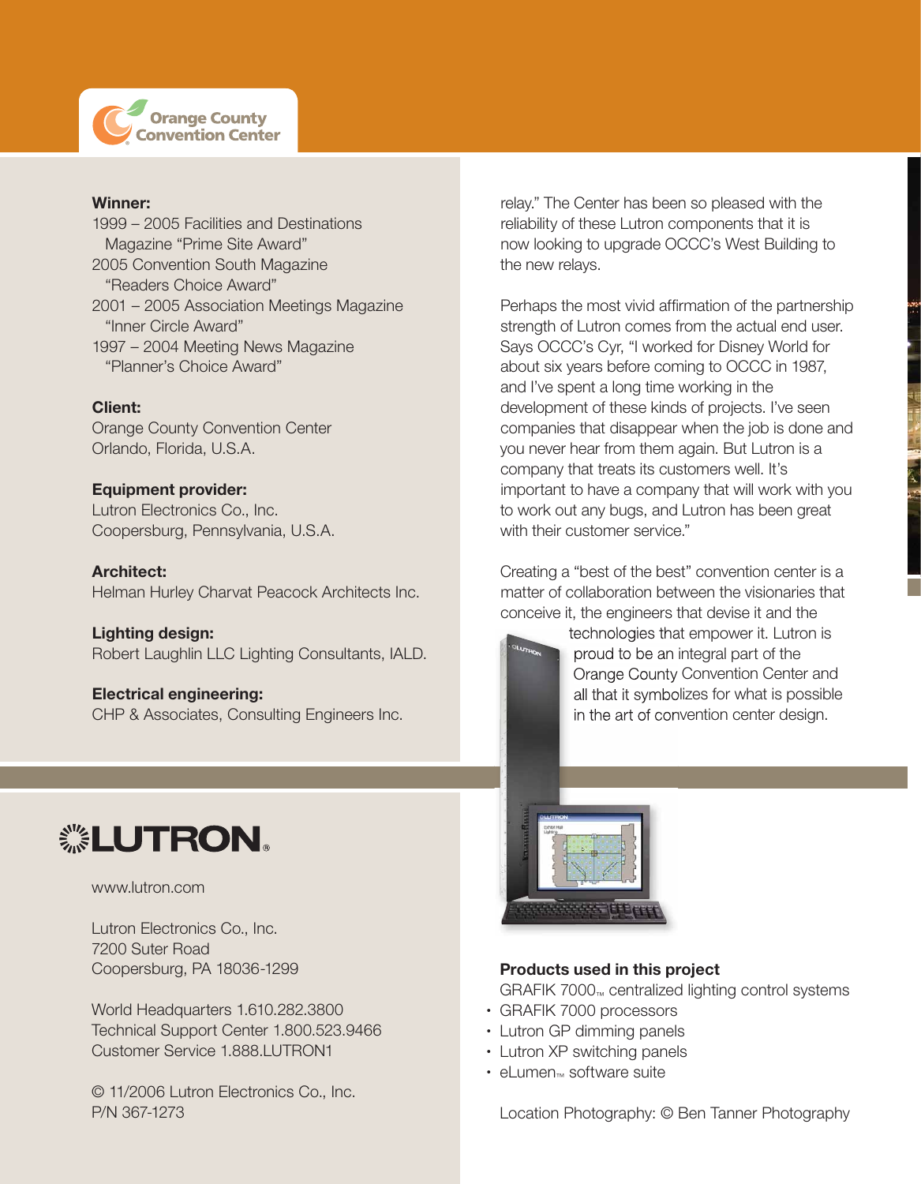Orange County Convention Center

**Winner:**
1999 – 2005 Facilities and Destinations Magazine "Prime Site Award"
2005 Convention South Magazine "Readers Choice Award"
2001 – 2005 Association Meetings Magazine "Inner Circle Award"
1997 – 2004 Meeting News Magazine "Planner's Choice Award"

**Client:**
Orange County Convention Center
Orlando, Florida, U.S.A.

**Equipment provider:**
Lutron Electronics Co., Inc.
Coopersburg, Pennsylvania, U.S.A.

**Architect:**
Helman Hurley Charvat Peacock Architects Inc.

**Lighting design:**
Robert Laughlin LLC Lighting Consultants, IALD.

**Electrical engineering:**
CHP & Associates, Consulting Engineers Inc.

relay." The Center has been so pleased with the reliability of these Lutron components that it is now looking to upgrade OCCC's West Building to the new relays.

Perhaps the most vivid affirmation of the partnership strength of Lutron comes from the actual end user. Says OCCC's Cyr, "I worked for Disney World for about six years before coming to OCCC in 1987, and I've spent a long time working in the development of these kinds of projects. I've seen companies that disappear when the job is done and you never hear from them again. But Lutron is a company that treats its customers well. It's important to have a company that will work with you to work out any bugs, and Lutron has been great with their customer service."

Creating a "best of the best" convention center is a matter of collaboration between the visionaries that conceive it, the engineers that devise it and the technologies that empower it. Lutron is proud to be an integral part of the Orange County Convention Center and all that it symbolizes for what is possible in the art of convention center design.

LUTRON®

www.lutron.com

Lutron Electronics Co., Inc.
7200 Suter Road
Coopersburg, PA 18036-1299

World Headquarters 1.610.282.3800
Technical Support Center 1.800.523.9466
Customer Service 1.888.LUTRON1

© 11/2006 Lutron Electronics Co., Inc.
P/N 367-1273

**Products used in this project**

GRAFIK 7000™ centralized lighting control systems

- GRAFIK 7000 processors
- Lutron GP dimming panels
- Lutron XP switching panels
- eLumen™ software suite

Location Photography: © Ben Tanner Photography